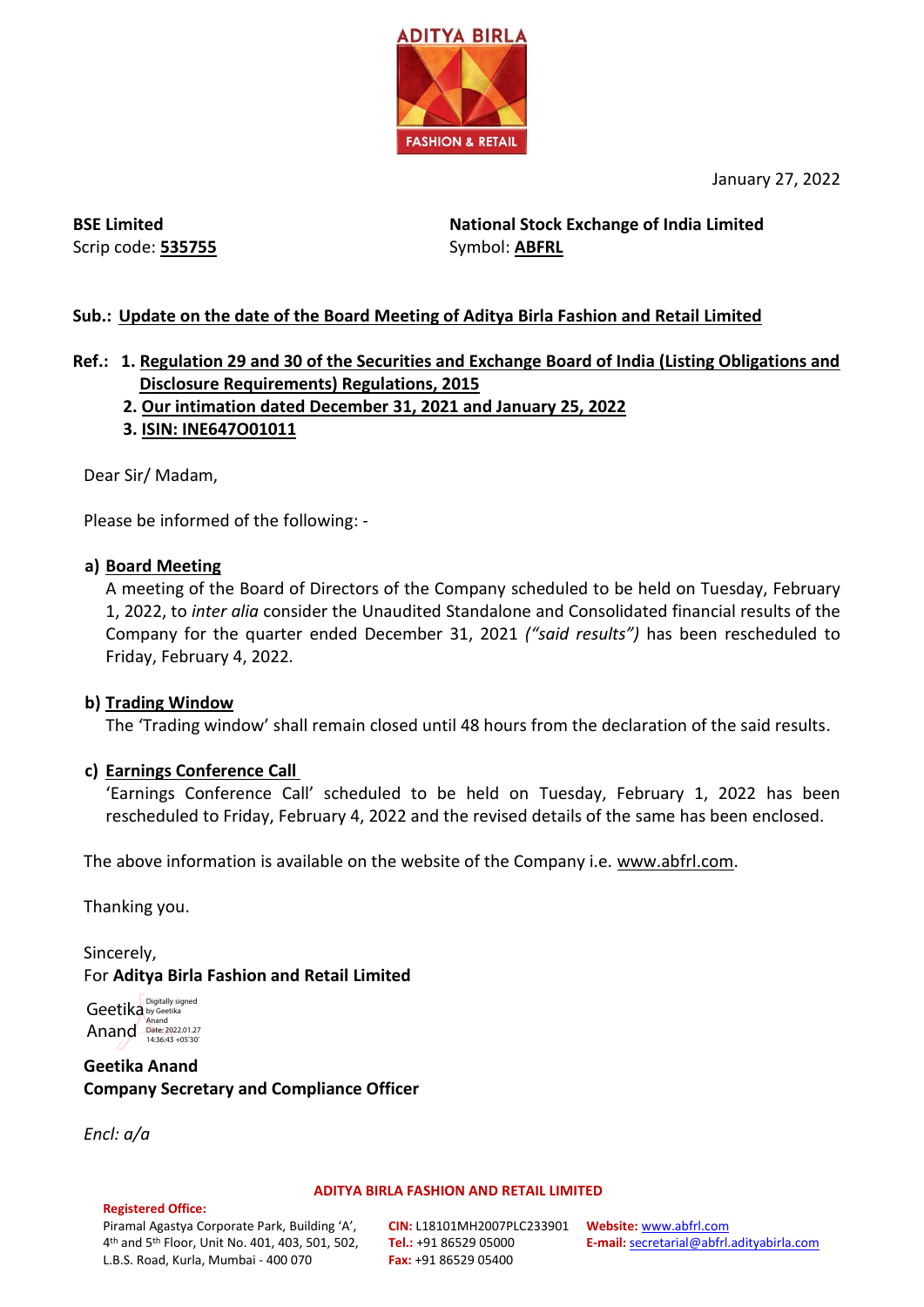ADITYA BIRLA
FASHION & RETAIL

January 27, 2022

**BSE Limited**
Scrip code: **535755**

**National Stock Exchange of India Limited**
Symbol: **ABFRL**

**Sub.: Update on the date of the Board Meeting of Aditya Birla Fashion and Retail Limited**

**Ref.:**
1. **Regulation 29 and 30 of the Securities and Exchange Board of India (Listing Obligations and Disclosure Requirements) Regulations, 2015**
2. **Our intimation dated December 31, 2021 and January 25, 2022**
3. **ISIN: INE647O01011**

Dear Sir/ Madam,

Please be informed of the following: -

**a) Board Meeting**

A meeting of the Board of Directors of the Company scheduled to be held on Tuesday, February 1, 2022, to *inter alia* consider the Unaudited Standalone and Consolidated financial results of the Company for the quarter ended December 31, 2021 *("said results")* has been rescheduled to Friday, February 4, 2022.

**b) Trading Window**

The 'Trading window' shall remain closed until 48 hours from the declaration of the said results.

**c) Earnings Conference Call**

'Earnings Conference Call' scheduled to be held on Tuesday, February 1, 2022 has been rescheduled to Friday, February 4, 2022 and the revised details of the same has been enclosed.

The above information is available on the website of the Company i.e. www.abfrl.com.

Thanking you.

Sincerely,
For **Aditya Birla Fashion and Retail Limited**

Geetika Anand
Digitally signed by Geetika Anand
Date: 2022.01.27 14:36:43 +05'30'

**Geetika Anand**
**Company Secretary and Compliance Officer**

*Encl: a/a*

**ADITYA BIRLA FASHION AND RETAIL LIMITED**

**Registered Office:**
Piramal Agastya Corporate Park, Building 'A', 4th and 5th Floor, Unit No. 401, 403, 501, 502, L.B.S. Road, Kurla, Mumbai - 400 070

**CIN:** L18101MH2007PLC233901
**Tel.:** +91 86529 05000
**Fax:** +91 86529 05400

**Website:** www.abfrl.com
**E-mail:** secretarial@abfrl.adityabirla.com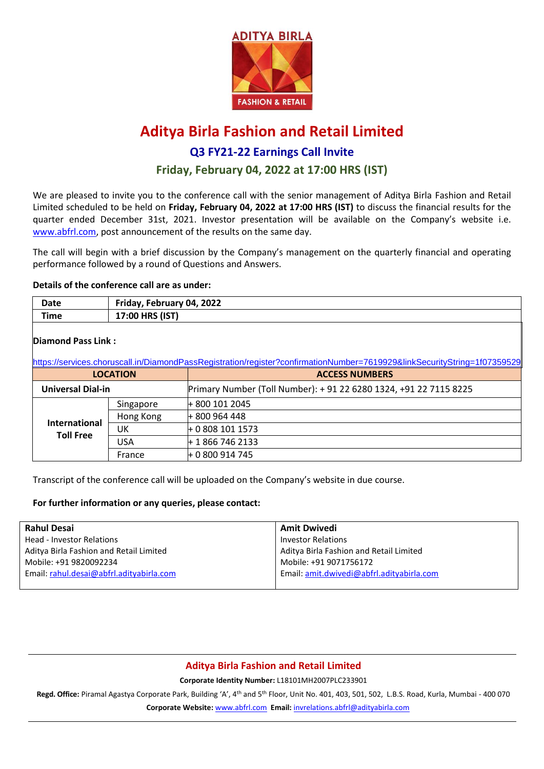# Aditya Birla Fashion and Retail Limited

## Q3 FY21-22 Earnings Call Invite

### Friday, February 04, 2022 at 17:00 HRS (IST)

We are pleased to invite you to the conference call with the senior management of Aditya Birla Fashion and Retail Limited scheduled to be held on **Friday, February 04, 2022 at 17:00 HRS (IST)** to discuss the financial results for the quarter ended December 31st, 2021. Investor presentation will be available on the Company's website i.e. www.abfrl.com, post announcement of the results on the same day.

The call will begin with a brief discussion by the Company's management on the quarterly financial and operating performance followed by a round of Questions and Answers.

**Details of the conference call are as under:**

| | |
|---|---|
| **Date** | **Friday, February 04, 2022** |
| **Time** | **17:00 HRS (IST)** |

**Diamond Pass Link :**

https://services.choruscall.in/DiamondPassRegistration/register?confirmationNumber=7619929&linkSecurityString=1f07359529

| LOCATION | | ACCESS NUMBERS |
|---|---|---|
| **Universal Dial-in** | | Primary Number (Toll Number): + 91 22 6280 1324, +91 22 7115 8225 |
| **International Toll Free** | Singapore | + 800 101 2045 |
| | Hong Kong | + 800 964 448 |
| | UK | + 0 808 101 1573 |
| | USA | + 1 866 746 2133 |
| | France | + 0 800 914 745 |

Transcript of the conference call will be uploaded on the Company's website in due course.

**For further information or any queries, please contact:**

| | |
|---|---|
| **Rahul Desai** | **Amit Dwivedi** |
| Head - Investor Relations | Investor Relations |
| Aditya Birla Fashion and Retail Limited | Aditya Birla Fashion and Retail Limited |
| Mobile: +91 9820092234 | Mobile: +91 9071756172 |
| Email: rahul.desai@abfrl.adityabirla.com | Email: amit.dwivedi@abfrl.adityabirla.com |

**Aditya Birla Fashion and Retail Limited**

**Corporate Identity Number:** L18101MH2007PLC233901

**Regd. Office:** Piramal Agastya Corporate Park, Building 'A', 4th and 5th Floor, Unit No. 401, 403, 501, 502, L.B.S. Road, Kurla, Mumbai - 400 070

**Corporate Website:** www.abfrl.com **Email:** invrelations.abfrl@adityabirla.com